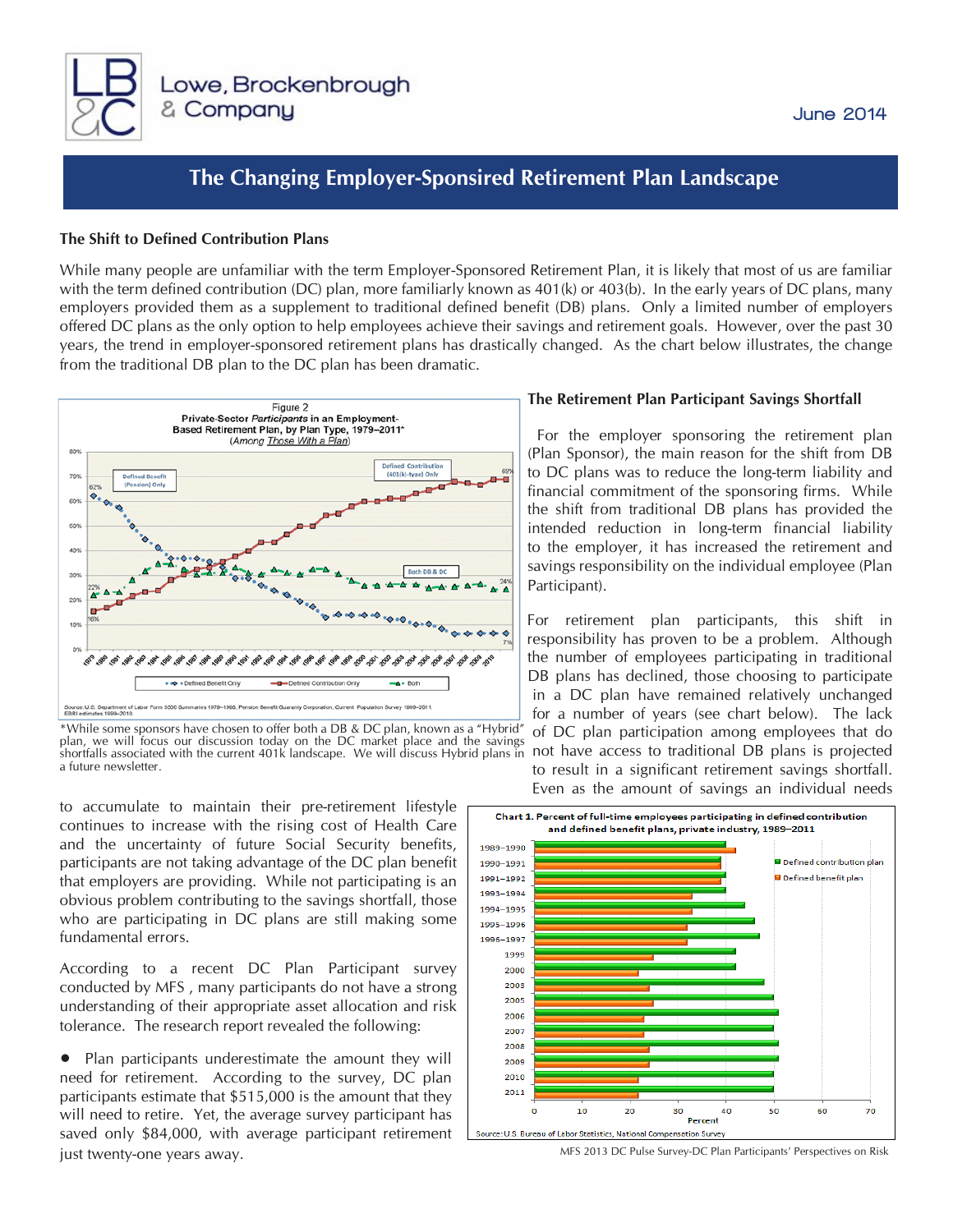# The Changing Employer-Sponsired Retirement Plan Landscape

June 2014

## The Shift to Defined Contribution Plans

While many people are unfamiliar with the term Employer-Sponsored Retirement Plan, it is likely that most of us are familiar with the term defined contribution (DC) plan, more familiarly known as 401(k) or 403(b). In the early years of DC plans, many employers provided them as a supplement to traditional defined benefit (DB) plans. Only a limited number of employers offered DC plans as the only option to help employees achieve their savings and retirement goals. However, over the past 30 years, the trend in employer-sponsored retirement plans has drastically changed. As the chart below illustrates, the change from the traditional DB plan to the DC plan has been dramatic.

Figure 2
Private-Sector *Participants* in an Employment-Based Retirement Plan, by Plan Type, 1979–2011*
(*Among Those With a Plan*)

Source: U.S. Department of Labor Form 5500 Summaries 1979–1998. Pension Benefit Guaranty Corporation, Current Population Survey 1999–2011. EBRI estimates 1999–2010.

*While some sponsors have chosen to offer both a DB & DC plan, known as a "Hybrid" plan, we will focus our discussion today on the DC market place and the savings shortfalls associated with the current 401k landscape. We will discuss Hybrid plans in a future newsletter.

## The Retirement Plan Participant Savings Shortfall

For the employer sponsoring the retirement plan (Plan Sponsor), the main reason for the shift from DB to DC plans was to reduce the long-term liability and financial commitment of the sponsoring firms. While the shift from traditional DB plans has provided the intended reduction in long-term financial liability to the employer, it has increased the retirement and savings responsibility on the individual employee (Plan Participant).

For retirement plan participants, this shift in responsibility has proven to be a problem. Although the number of employees participating in traditional DB plans has declined, those choosing to participate in a DC plan have remained relatively unchanged for a number of years (see chart below). The lack of DC plan participation among employees that do not have access to traditional DB plans is projected to result in a significant retirement savings shortfall. Even as the amount of savings an individual needs to accumulate to maintain their pre-retirement lifestyle continues to increase with the rising cost of Health Care and the uncertainty of future Social Security benefits, participants are not taking advantage of the DC plan benefit that employers are providing. While not participating is an obvious problem contributing to the savings shortfall, those who are participating in DC plans are still making some fundamental errors.

**Chart 1. Percent of full-time employees participating in defined contribution and defined benefit plans, private industry, 1989–2011**

Source: U.S. Bureau of Labor Statistics, National Compensation Survey

According to a recent DC Plan Participant survey conducted by MFS, many participants do not have a strong understanding of their appropriate asset allocation and risk tolerance. The research report revealed the following:

- Plan participants underestimate the amount they will need for retirement. According to the survey, DC plan participants estimate that $515,000 is the amount that they will need to retire. Yet, the average survey participant has saved only $84,000, with average participant retirement just twenty-one years away.

MFS 2013 DC Pulse Survey-DC Plan Participants' Perspectives on Risk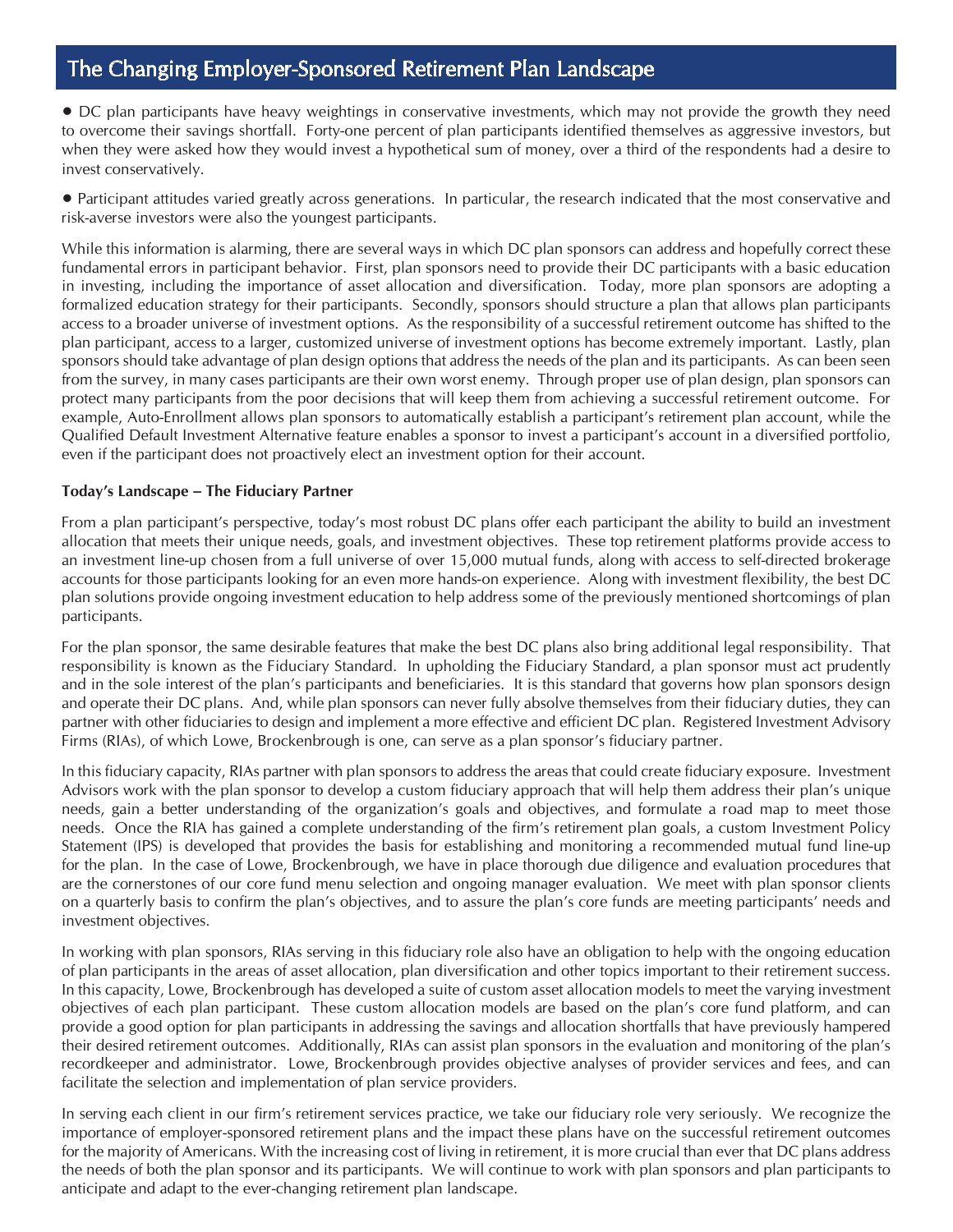## The Changing Employer-Sponsored Retirement Plan Landscape

- DC plan participants have heavy weightings in conservative investments, which may not provide the growth they need to overcome their savings shortfall. Forty-one percent of plan participants identified themselves as aggressive investors, but when they were asked how they would invest a hypothetical sum of money, over a third of the respondents had a desire to invest conservatively.

- Participant attitudes varied greatly across generations. In particular, the research indicated that the most conservative and risk-averse investors were also the youngest participants.

While this information is alarming, there are several ways in which DC plan sponsors can address and hopefully correct these fundamental errors in participant behavior. First, plan sponsors need to provide their DC participants with a basic education in investing, including the importance of asset allocation and diversification. Today, more plan sponsors are adopting a formalized education strategy for their participants. Secondly, sponsors should structure a plan that allows plan participants access to a broader universe of investment options. As the responsibility of a successful retirement outcome has shifted to the plan participant, access to a larger, customized universe of investment options has become extremely important. Lastly, plan sponsors should take advantage of plan design options that address the needs of the plan and its participants. As can been seen from the survey, in many cases participants are their own worst enemy. Through proper use of plan design, plan sponsors can protect many participants from the poor decisions that will keep them from achieving a successful retirement outcome. For example, Auto-Enrollment allows plan sponsors to automatically establish a participant's retirement plan account, while the Qualified Default Investment Alternative feature enables a sponsor to invest a participant's account in a diversified portfolio, even if the participant does not proactively elect an investment option for their account.

**Today's Landscape – The Fiduciary Partner**

From a plan participant's perspective, today's most robust DC plans offer each participant the ability to build an investment allocation that meets their unique needs, goals, and investment objectives. These top retirement platforms provide access to an investment line-up chosen from a full universe of over 15,000 mutual funds, along with access to self-directed brokerage accounts for those participants looking for an even more hands-on experience. Along with investment flexibility, the best DC plan solutions provide ongoing investment education to help address some of the previously mentioned shortcomings of plan participants.

For the plan sponsor, the same desirable features that make the best DC plans also bring additional legal responsibility. That responsibility is known as the Fiduciary Standard. In upholding the Fiduciary Standard, a plan sponsor must act prudently and in the sole interest of the plan's participants and beneficiaries. It is this standard that governs how plan sponsors design and operate their DC plans. And, while plan sponsors can never fully absolve themselves from their fiduciary duties, they can partner with other fiduciaries to design and implement a more effective and efficient DC plan. Registered Investment Advisory Firms (RIAs), of which Lowe, Brockenbrough is one, can serve as a plan sponsor's fiduciary partner.

In this fiduciary capacity, RIAs partner with plan sponsors to address the areas that could create fiduciary exposure. Investment Advisors work with the plan sponsor to develop a custom fiduciary approach that will help them address their plan's unique needs, gain a better understanding of the organization's goals and objectives, and formulate a road map to meet those needs. Once the RIA has gained a complete understanding of the firm's retirement plan goals, a custom Investment Policy Statement (IPS) is developed that provides the basis for establishing and monitoring a recommended mutual fund line-up for the plan. In the case of Lowe, Brockenbrough, we have in place thorough due diligence and evaluation procedures that are the cornerstones of our core fund menu selection and ongoing manager evaluation. We meet with plan sponsor clients on a quarterly basis to confirm the plan's objectives, and to assure the plan's core funds are meeting participants' needs and investment objectives.

In working with plan sponsors, RIAs serving in this fiduciary role also have an obligation to help with the ongoing education of plan participants in the areas of asset allocation, plan diversification and other topics important to their retirement success. In this capacity, Lowe, Brockenbrough has developed a suite of custom asset allocation models to meet the varying investment objectives of each plan participant. These custom allocation models are based on the plan's core fund platform, and can provide a good option for plan participants in addressing the savings and allocation shortfalls that have previously hampered their desired retirement outcomes. Additionally, RIAs can assist plan sponsors in the evaluation and monitoring of the plan's recordkeeper and administrator. Lowe, Brockenbrough provides objective analyses of provider services and fees, and can facilitate the selection and implementation of plan service providers.

In serving each client in our firm's retirement services practice, we take our fiduciary role very seriously. We recognize the importance of employer-sponsored retirement plans and the impact these plans have on the successful retirement outcomes for the majority of Americans. With the increasing cost of living in retirement, it is more crucial than ever that DC plans address the needs of both the plan sponsor and its participants. We will continue to work with plan sponsors and plan participants to anticipate and adapt to the ever-changing retirement plan landscape.